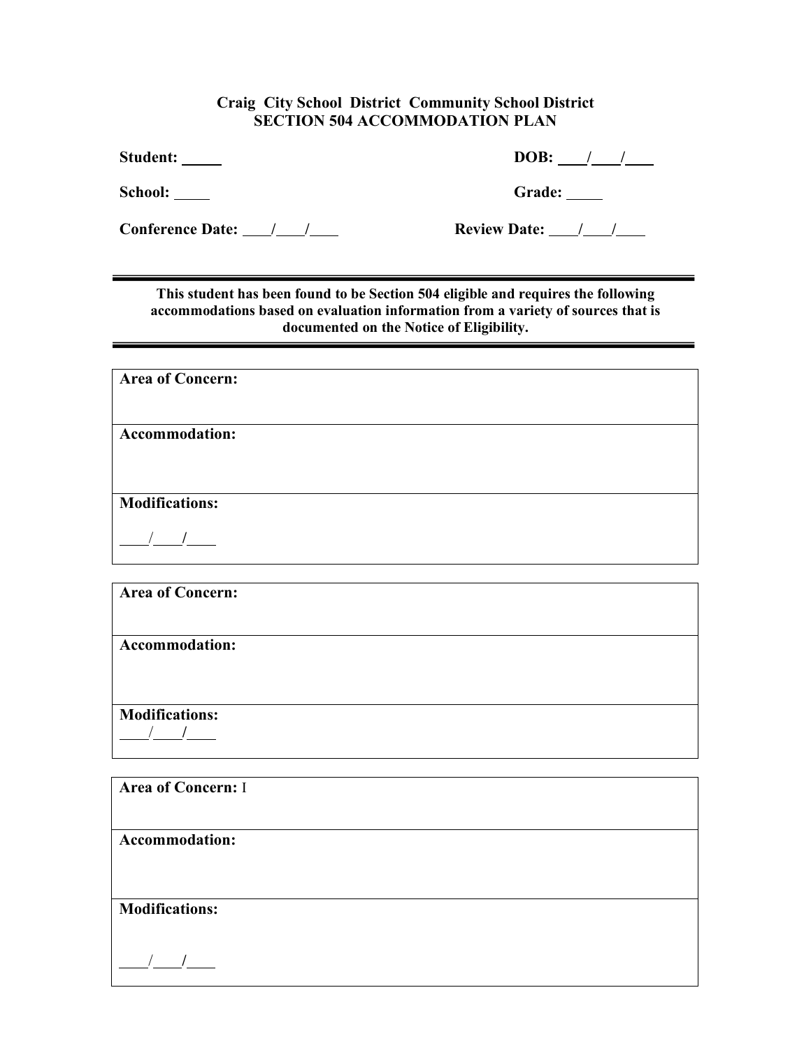**Craig City School District Community School District**
**SECTION 504 ACCOMMODATION PLAN**

**Student:** \_\_\_\_\_ **DOB:** \_\_\_/\_\_\_/\_\_\_

**School:** \_\_\_\_\_ **Grade:** \_\_\_\_\_

**Conference Date:** \_\_\_\_/\_\_\_\_/\_\_\_\_ **Review Date:** \_\_\_\_/\_\_\_\_/\_\_\_\_

---

**This student has been found to be Section 504 eligible and requires the following accommodations based on evaluation information from a variety of sources that is documented on the Notice of Eligibility.**

---

| **Area of Concern:** |
|---|
| **Accommodation:** |
| **Modifications:**<br><br>\_\_\_\_/\_\_\_\_/\_\_\_\_ |

| **Area of Concern:** |
|---|
| **Accommodation:** |
| **Modifications:**<br>\_\_\_\_/\_\_\_\_/\_\_\_\_ |

| **Area of Concern:** I |
|---|
| **Accommodation:** |
| **Modifications:**<br><br>\_\_\_\_/\_\_\_\_/\_\_\_\_ |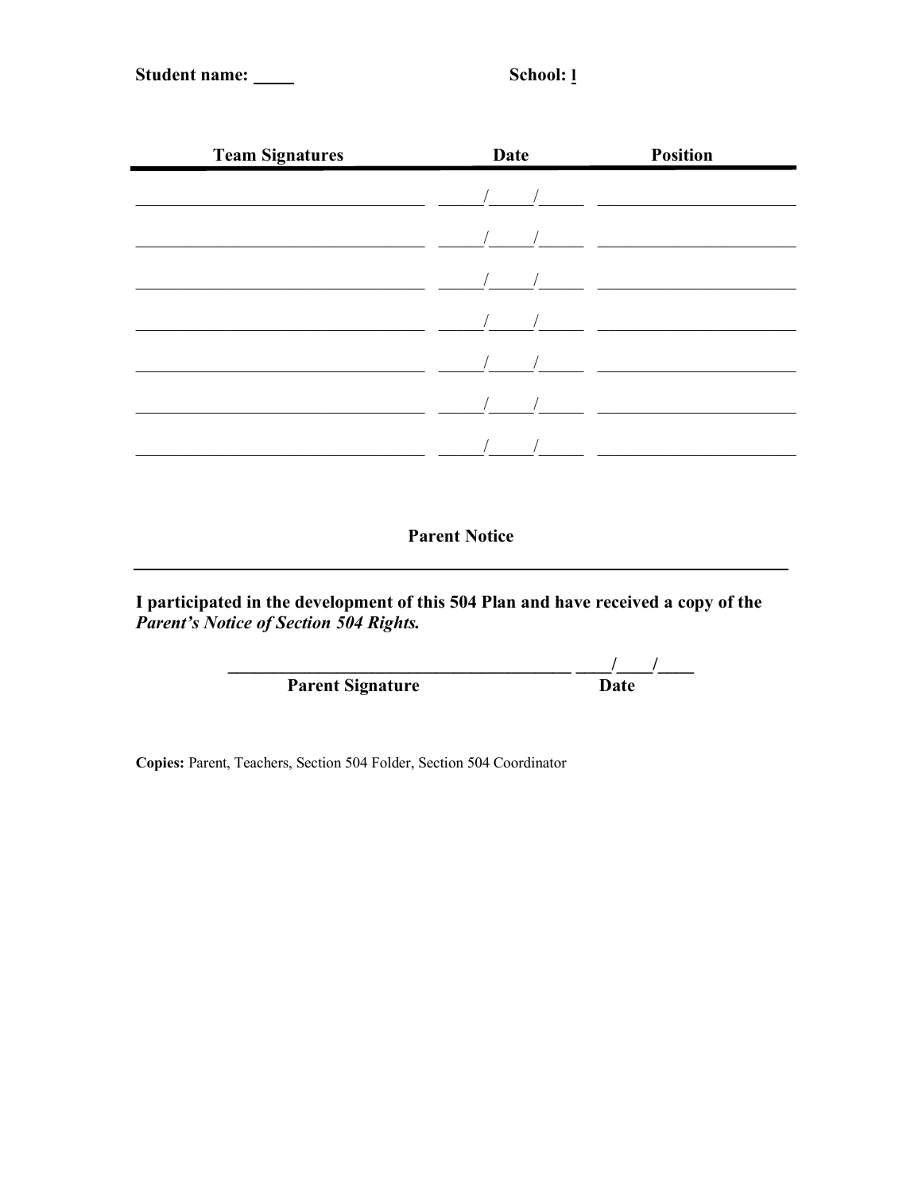**Student name:** _____ **School:** l

| Team Signatures | Date | Position |
| --- | --- | --- |
| ______________________ | ____/____/____ | ______________________ |
| ______________________ | ____/____/____ | ______________________ |
| ______________________ | ____/____/____ | ______________________ |
| ______________________ | ____/____/____ | ______________________ |
| ______________________ | ____/____/____ | ______________________ |
| ______________________ | ____/____/____ | ______________________ |
| ______________________ | ____/____/____ | ______________________ |

**Parent Notice**

**I participated in the development of this 504 Plan and have received a copy of the *Parent's Notice of Section 504 Rights.***

________________________________________ ____/____/____
**Parent Signature** **Date**

**Copies:** Parent, Teachers, Section 504 Folder, Section 504 Coordinator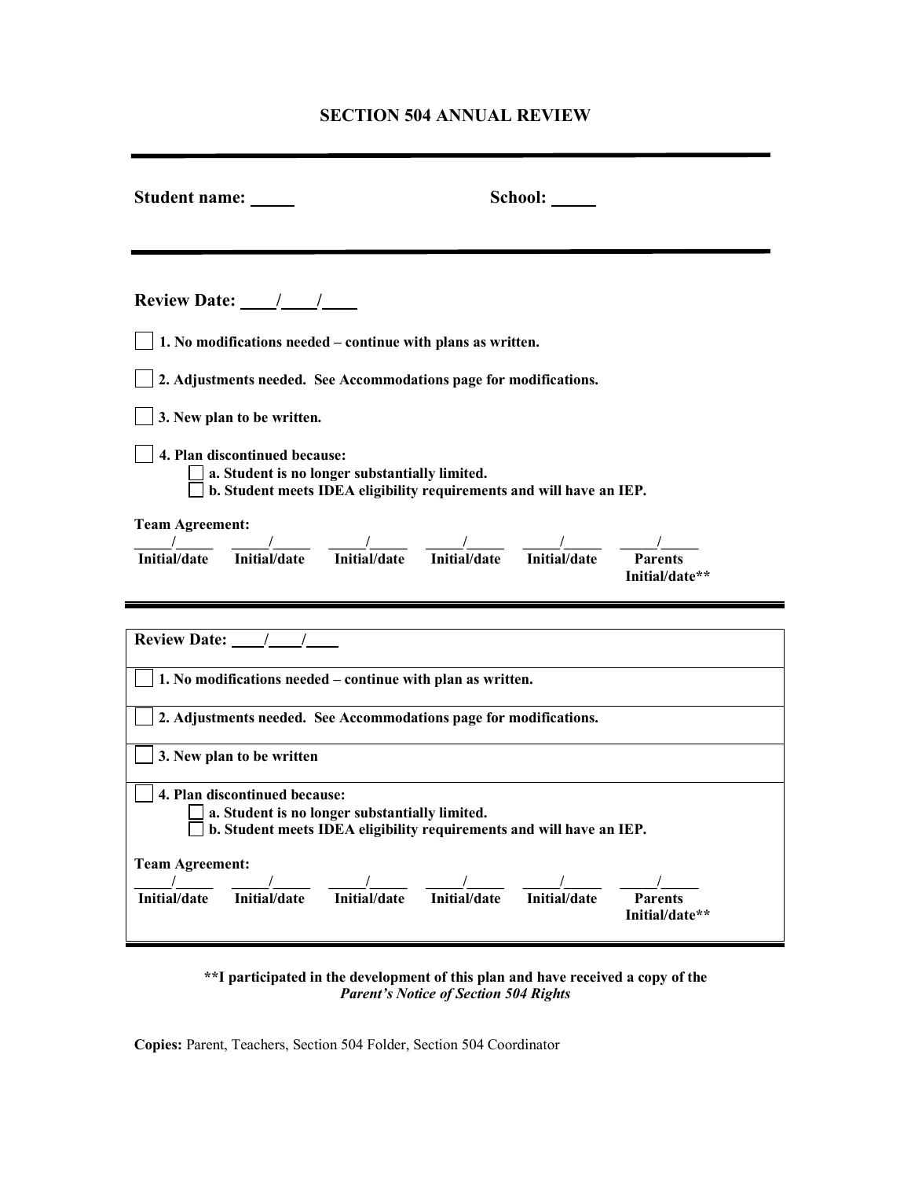# SECTION 504 ANNUAL REVIEW

**Student name:** _____ **School:** _____

---

**Review Date:** ____/____/____

☐ **1. No modifications needed – continue with plans as written.**

☐ **2. Adjustments needed. See Accommodations page for modifications.**

☐ **3. New plan to be written.**

☐ **4. Plan discontinued because:**
- ☐ **a. Student is no longer substantially limited.**
- ☐ **b. Student meets IDEA eligibility requirements and will have an IEP.**

**Team Agreement:**

| | | | | | |
|---|---|---|---|---|---|
| _____/_____ | _____/_____ | _____/_____ | _____/_____ | _____/_____ | _____/_____ |
| **Initial/date** | **Initial/date** | **Initial/date** | **Initial/date** | **Initial/date** | **Parents Initial/date**** |

---

**Review Date:** ____/____/____

☐ **1. No modifications needed – continue with plan as written.**

☐ **2. Adjustments needed. See Accommodations page for modifications.**

☐ **3. New plan to be written**

☐ **4. Plan discontinued because:**
- ☐ **a. Student is no longer substantially limited.**
- ☐ **b. Student meets IDEA eligibility requirements and will have an IEP.**

**Team Agreement:**

| | | | | | |
|---|---|---|---|---|---|
| _____/_____ | _____/_____ | _____/_____ | _____/_____ | _____/_____ | _____/_____ |
| **Initial/date** | **Initial/date** | **Initial/date** | **Initial/date** | **Initial/date** | **Parents Initial/date**** |

---

****I participated in the development of this plan and have received a copy of the *Parent's Notice of Section 504 Rights***

**Copies:** Parent, Teachers, Section 504 Folder, Section 504 Coordinator